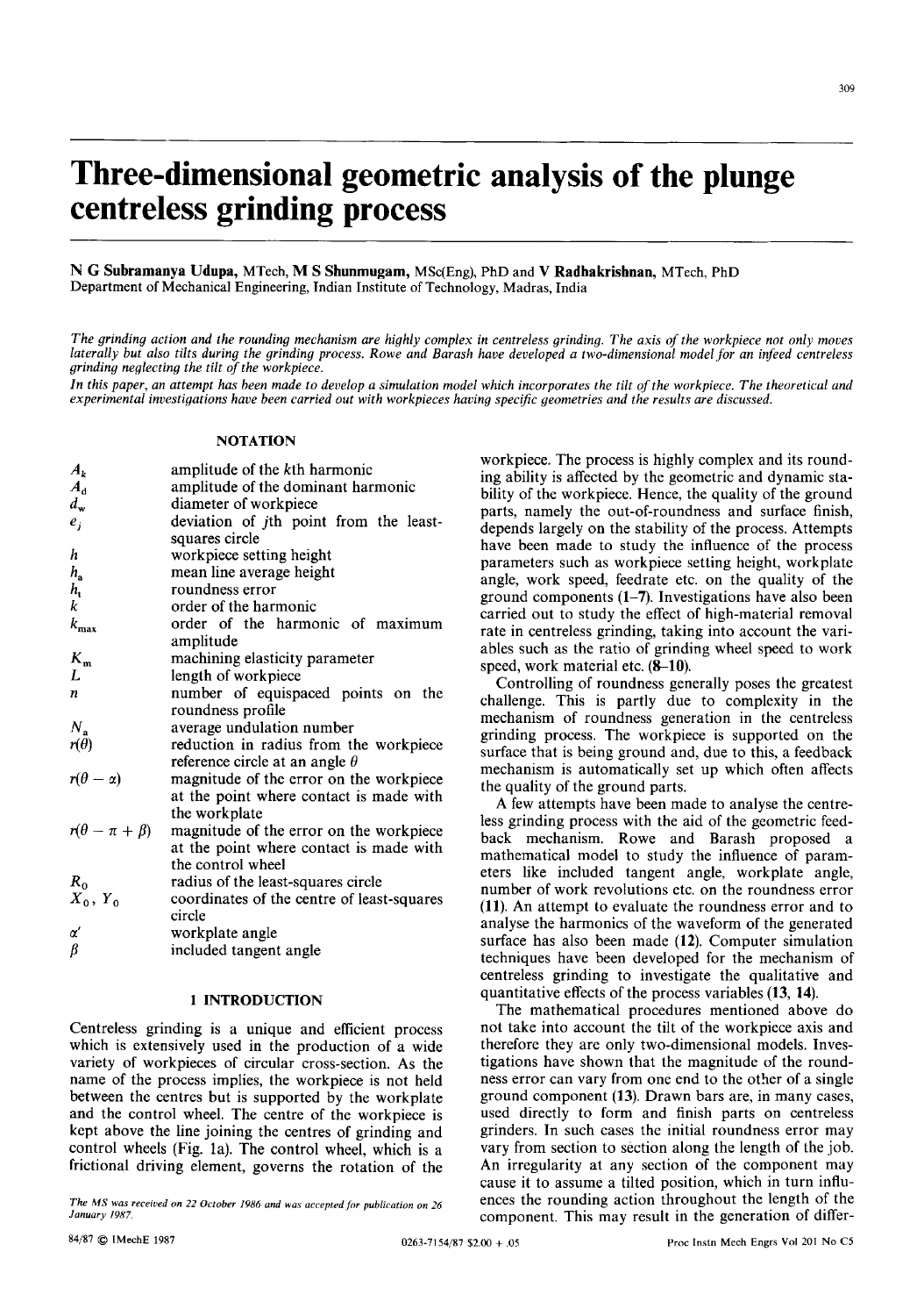# Three-dimensional geometric analysis of the plunge centreless grinding process

**N G Subramanya Udupa,** MTech, **M S Shunmugam,** MSc(Eng), PhD and **V Radhakrishnan,** MTech, PhD
Department of Mechanical Engineering, Indian Institute of Technology, Madras, India

*The grinding action and the rounding mechanism are highly complex in centreless grinding. The axis of the workpiece not only moves laterally but also tilts during the grinding process. Rowe and Barash have developed a two-dimensional model for an infeed centreless grinding neglecting the tilt of the workpiece.*

*In this paper, an attempt has been made to develop a simulation model which incorporates the tilt of the workpiece. The theoretical and experimental investigations have been carried out with workpieces having specific geometries and the results are discussed.*

## NOTATION

| | |
|---|---|
| $A_k$ | amplitude of the $k$th harmonic |
| $A_d$ | amplitude of the dominant harmonic |
| $d_w$ | diameter of workpiece |
| $e_j$ | deviation of $j$th point from the least-squares circle |
| $h$ | workpiece setting height |
| $h_a$ | mean line average height |
| $h_t$ | roundness error |
| $k$ | order of the harmonic |
| $k_{max}$ | order of the harmonic of maximum amplitude |
| $K_m$ | machining elasticity parameter |
| $L$ | length of workpiece |
| $n$ | number of equispaced points on the roundness profile |
| $N_a$ | average undulation number |
| $r(\theta)$ | reduction in radius from the workpiece reference circle at an angle $\theta$ |
| $r(\theta - \alpha)$ | magnitude of the error on the workpiece at the point where contact is made with the workplate |
| $r(\theta - \pi + \beta)$ | magnitude of the error on the workpiece at the point where contact is made with the control wheel |
| $R_0$ | radius of the least-squares circle |
| $X_0$, $Y_0$ | coordinates of the centre of least-squares circle |
| $\alpha'$ | workplate angle |
| $\beta$ | included tangent angle |

## 1 INTRODUCTION

Centreless grinding is a unique and efficient process which is extensively used in the production of a wide variety of workpieces of circular cross-section. As the name of the process implies, the workpiece is not held between the centres but is supported by the workplate and the control wheel. The centre of the workpiece is kept above the line joining the centres of grinding and control wheels (Fig. 1a). The control wheel, which is a frictional driving element, governs the rotation of the workpiece. The process is highly complex and its rounding ability is affected by the geometric and dynamic stability of the workpiece. Hence, the quality of the ground parts, namely the out-of-roundness and surface finish, depends largely on the stability of the process. Attempts have been made to study the influence of the process parameters such as workpiece setting height, workplate angle, work speed, feedrate etc. on the quality of the ground components (**1–7**). Investigations have also been carried out to study the effect of high-material removal rate in centreless grinding, taking into account the variables such as the ratio of grinding wheel speed to work speed, work material etc. (**8–10**).

Controlling of roundness generally poses the greatest challenge. This is partly due to complexity in the mechanism of roundness generation in the centreless grinding process. The workpiece is supported on the surface that is being ground and, due to this, a feedback mechanism is automatically set up which often affects the quality of the ground parts.

A few attempts have been made to analyse the centreless grinding process with the aid of the geometric feedback mechanism. Rowe and Barash proposed a mathematical model to study the influence of parameters like included tangent angle, workplate angle, number of work revolutions etc. on the roundness error (**11**). An attempt to evaluate the roundness error and to analyse the harmonics of the waveform of the generated surface has also been made (**12**). Computer simulation techniques have been developed for the mechanism of centreless grinding to investigate the qualitative and quantitative effects of the process variables (**13, 14**).

The mathematical procedures mentioned above do not take into account the tilt of the workpiece axis and therefore they are only two-dimensional models. Investigations have shown that the magnitude of the roundness error can vary from one end to the other of a single ground component (**13**). Drawn bars are, in many cases, used directly to form and finish parts on centreless grinders. In such cases the initial roundness error may vary from section to section along the length of the job. An irregularity at any section of the component may cause it to assume a tilted position, which in turn influences the rounding action throughout the length of the component. This may result in the generation of differ-

*The MS was received on 22 October 1986 and was accepted for publication on 26 January 1987.*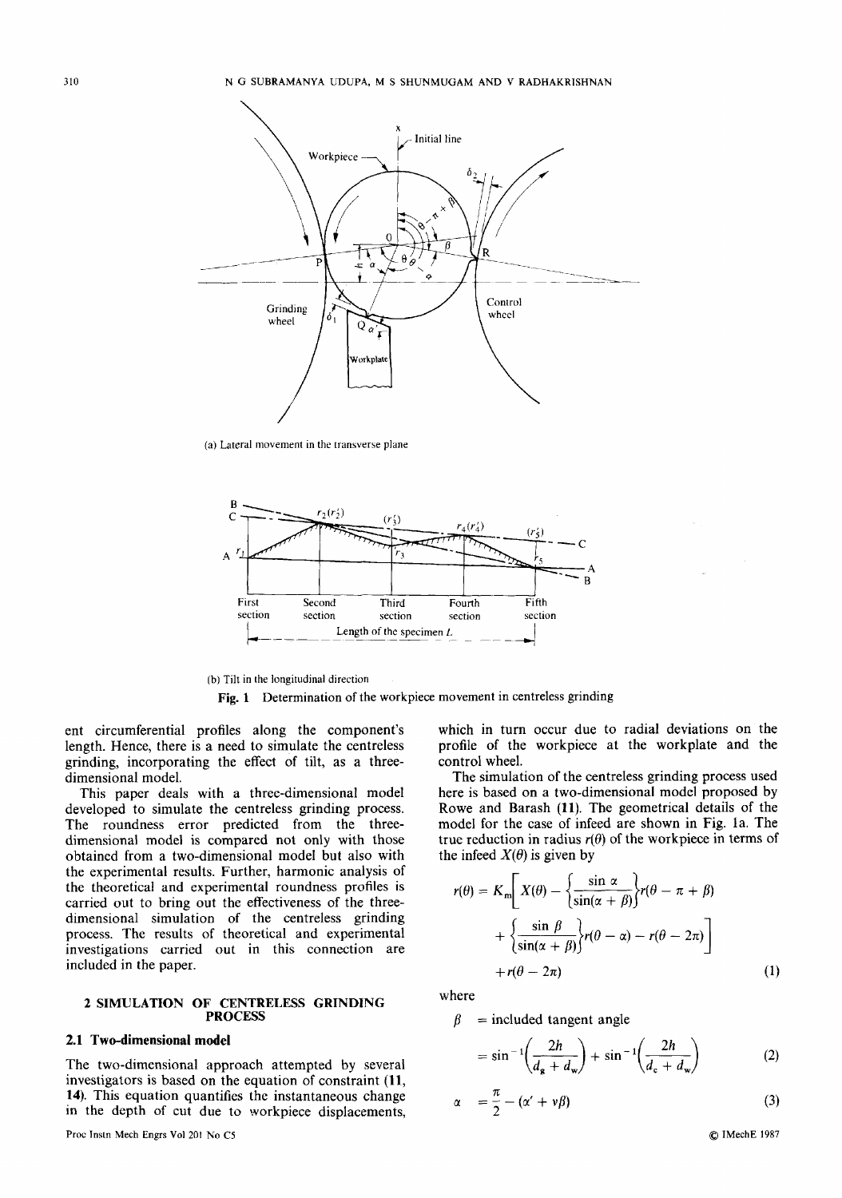(a) Lateral movement in the transverse plane

(b) Tilt in the longitudinal direction

**Fig. 1** Determination of the workpiece movement in centreless grinding

ent circumferential profiles along the component's length. Hence, there is a need to simulate the centreless grinding, incorporating the effect of tilt, as a three-dimensional model.

This paper deals with a three-dimensional model developed to simulate the centreless grinding process. The roundness error predicted from the three-dimensional model is compared not only with those obtained from a two-dimensional model but also with the experimental results. Further, harmonic analysis of the theoretical and experimental roundness profiles is carried out to bring out the effectiveness of the three-dimensional simulation of the centreless grinding process. The results of theoretical and experimental investigations carried out in this connection are included in the paper.

## 2 SIMULATION OF CENTRELESS GRINDING PROCESS

### 2.1 Two-dimensional model

The two-dimensional approach attempted by several investigators is based on the equation of constraint (**11**, **14**). This equation quantifies the instantaneous change in the depth of cut due to workpiece displacements, which in turn occur due to radial deviations on the profile of the workpiece at the workplate and the control wheel.

The simulation of the centreless grinding process used here is based on a two-dimensional model proposed by Rowe and Barash (**11**). The geometrical details of the model for the case of infeed are shown in Fig. 1a. The true reduction in radius $r(\theta)$ of the workpiece in terms of the infeed $X(\theta)$ is given by

$$r(\theta) = K_m\left[X(\theta) - \left\{\frac{\sin\alpha}{\sin(\alpha+\beta)}\right\}r(\theta - \pi + \beta) + \left\{\frac{\sin\beta}{\sin(\alpha+\beta)}\right\}r(\theta - \alpha) - r(\theta - 2\pi)\right] + r(\theta - 2\pi) \tag{1}$$

where

$\beta$ = included tangent angle

$$= \sin^{-1}\left(\frac{2h}{d_g + d_w}\right) + \sin^{-1}\left(\frac{2h}{d_c + d_w}\right) \tag{2}$$

$$\alpha = \frac{\pi}{2} - (\alpha' + v\beta) \tag{3}$$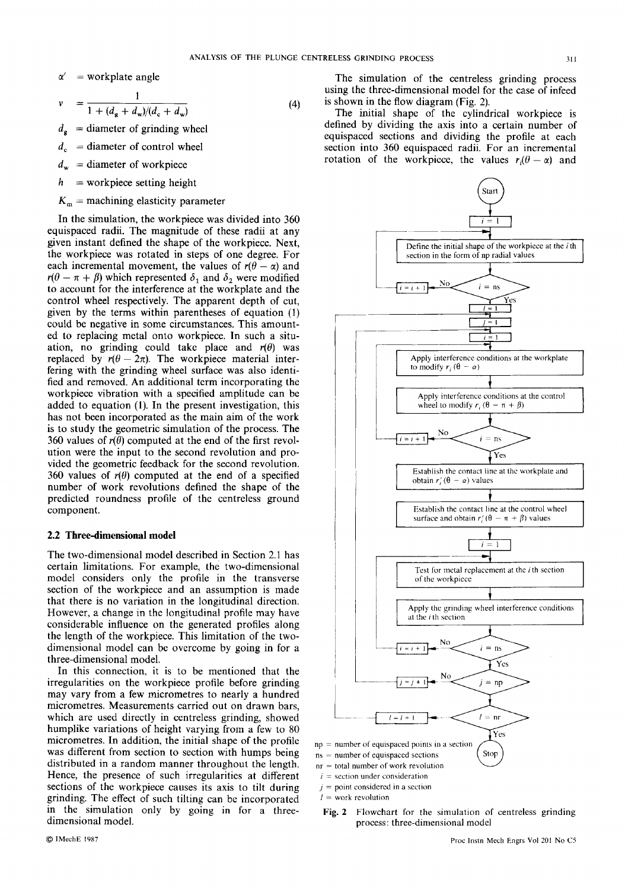$\alpha'$ = workplate angle

$$v = \frac{1}{1 + (d_g + d_w)/(d_c + d_w)} \tag{4}$$

$d_g$ = diameter of grinding wheel

$d_c$ = diameter of control wheel

$d_w$ = diameter of workpiece

$h$ = workpiece setting height

$K_m$ = machining elasticity parameter

In the simulation, the workpiece was divided into 360 equispaced radii. The magnitude of these radii at any given instant defined the shape of the workpiece. Next, the workpiece was rotated in steps of one degree. For each incremental movement, the values of $r(\theta - \alpha)$ and $r(\theta - \pi + \beta)$ which represented $\delta_1$ and $\delta_2$ were modified to account for the interference at the workplate and the control wheel respectively. The apparent depth of cut, given by the terms within parentheses of equation (1) could be negative in some circumstances. This amounted to replacing metal onto workpiece. In such a situation, no grinding could take place and $r(\theta)$ was replaced by $r(\theta - 2\pi)$. The workpiece material interfering with the grinding wheel surface was also identified and removed. An additional term incorporating the workpiece vibration with a specified amplitude can be added to equation (1). In the present investigation, this has not been incorporated as the main aim of the work is to study the geometric simulation of the process. The 360 values of $r(\theta)$ computed at the end of the first revolution were the input to the second revolution and provided the geometric feedback for the second revolution. 360 values of $r(\theta)$ computed at the end of a specified number of work revolutions defined the shape of the predicted roundness profile of the centreless ground component.

### 2.2 Three-dimensional model

The two-dimensional model described in Section 2.1 has certain limitations. For example, the two-dimensional model considers only the profile in the transverse section of the workpiece and an assumption is made that there is no variation in the longitudinal direction. However, a change in the longitudinal profile may have considerable influence on the generated profiles along the length of the workpiece. This limitation of the two-dimensional model can be overcome by going in for a three-dimensional model.

In this connection, it is to be mentioned that the irregularities on the workpiece profile before grinding may vary from a few micrometres to nearly a hundred micrometres. Measurements carried out on drawn bars, which are used directly in centreless grinding, showed humplike variations of height varying from a few to 80 micrometres. In addition, the initial shape of the profile was different from section to section with humps being distributed in a random manner throughout the length. Hence, the presence of such irregularities at different sections of the workpiece causes its axis to tilt during grinding. The effect of such tilting can be incorporated in the simulation only by going in for a three-dimensional model.

The simulation of the centreless grinding process using the three-dimensional model for the case of infeed is shown in the flow diagram (Fig. 2).

The initial shape of the cylindrical workpiece is defined by dividing the axis into a certain number of equispaced sections and dividing the profile at each section into 360 equispaced radii. For an incremental rotation of the workpiece, the values $r_i(\theta - \alpha)$ and

Start → $i = 1$ → Define the initial shape of the workpiece at the $i$th section in the form of np radial values → $i$ = ns? (No: $i = i + 1$; Yes) → $l = 1$ → $j = 1$ → $i = 1$ → Apply interference conditions at the workplate to modify $r_i(\theta - \alpha)$ → Apply interference conditions at the control wheel to modify $r_i(\theta - \pi + \beta)$ → $i$ = ns? (No: $i = i + 1$; Yes) → Establish the contact line at the workplate and obtain $r_i'(\theta - \alpha)$ values → Establish the contact line at the control wheel surface and obtain $r_i'(\theta - \pi + \beta)$ values → $i = 1$ → Test for metal replacement at the $i$th section of the workpiece → Apply the grinding wheel interference conditions at the $i$th section → $i$ = ns? (No: $i = i + 1$; Yes) → $j$ = np? (No: $j = j + 1$; Yes) → $l$ = nr? (No: $l = l + 1$; Yes) → Stop

np = number of equispaced points in a section
ns = number of equispaced sections
nr = total number of work revolution
$i$ = section under consideration
$j$ = point considered in a section
$l$ = work revolution

**Fig. 2** Flowchart for the simulation of centreless grinding process: three-dimensional model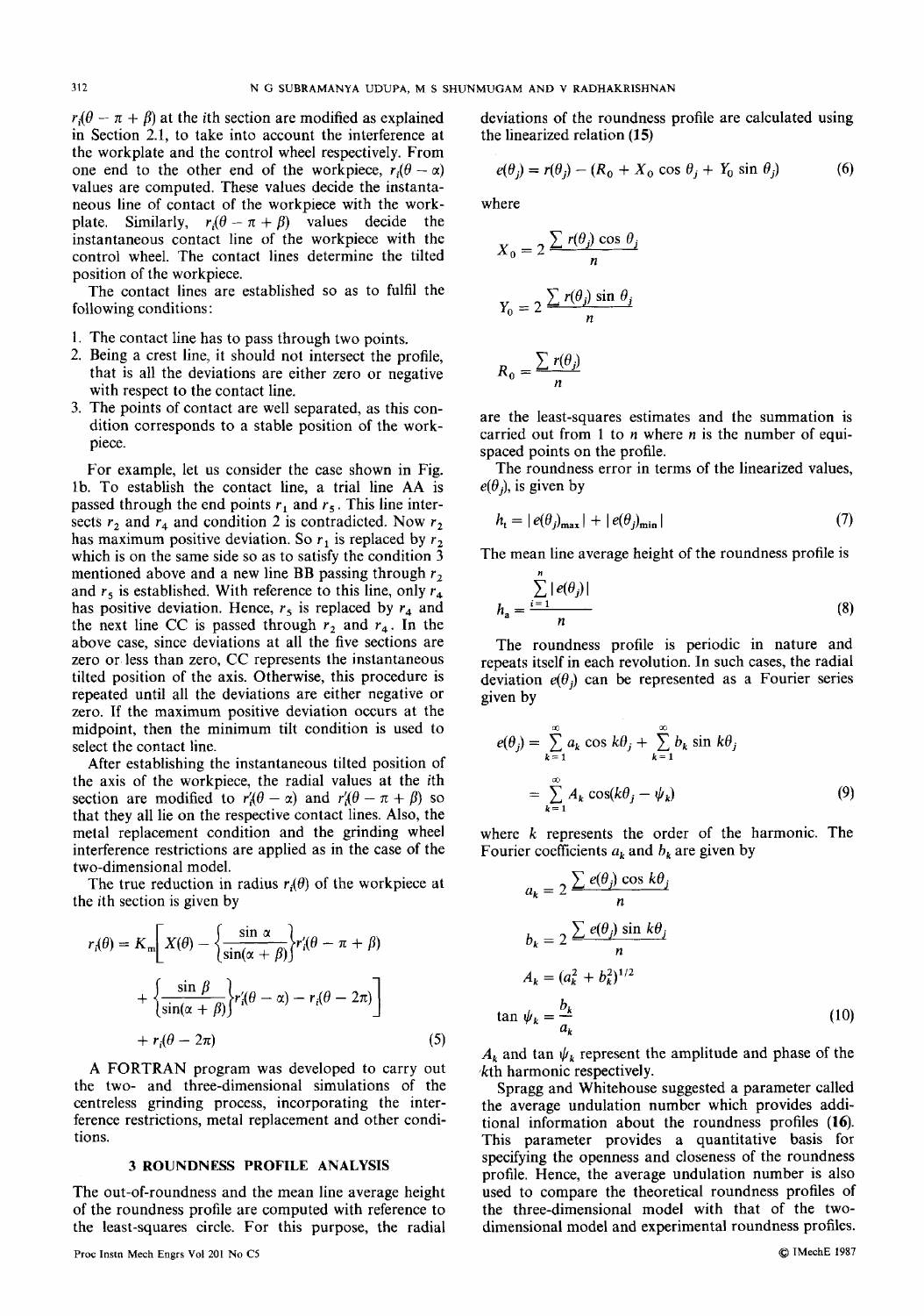$r_i(\theta - \pi + \beta)$ at the $i$th section are modified as explained in Section 2.1, to take into account the interference at the workplate and the control wheel respectively. From one end to the other end of the workpiece, $r_i(\theta - \alpha)$ values are computed. These values decide the instantaneous line of contact of the workpiece with the workplate. Similarly, $r_i(\theta - \pi + \beta)$ values decide the instantaneous contact line of the workpiece with the control wheel. The contact lines determine the tilted position of the workpiece.

The contact lines are established so as to fulfil the following conditions:

1. The contact line has to pass through two points.
2. Being a crest line, it should not intersect the profile, that is all the deviations are either zero or negative with respect to the contact line.
3. The points of contact are well separated, as this condition corresponds to a stable position of the workpiece.

For example, let us consider the case shown in Fig. 1b. To establish the contact line, a trial line AA is passed through the end points $r_1$ and $r_5$. This line intersects $r_2$ and $r_4$ and condition 2 is contradicted. Now $r_2$ has maximum positive deviation. So $r_1$ is replaced by $r_2$ which is on the same side so as to satisfy the condition 3 mentioned above and a new line BB passing through $r_2$ and $r_5$ is established. With reference to this line, only $r_4$ has positive deviation. Hence, $r_5$ is replaced by $r_4$ and the next line CC is passed through $r_2$ and $r_4$. In the above case, since deviations at all the five sections are zero or less than zero, CC represents the instantaneous tilted position of the axis. Otherwise, this procedure is repeated until all the deviations are either negative or zero. If the maximum positive deviation occurs at the midpoint, then the minimum tilt condition is used to select the contact line.

After establishing the instantaneous tilted position of the axis of the workpiece, the radial values at the $i$th section are modified to $r_i'(\theta - \alpha)$ and $r_i'(\theta - \pi + \beta)$ so that they all lie on the respective contact lines. Also, the metal replacement condition and the grinding wheel interference restrictions are applied as in the case of the two-dimensional model.

The true reduction in radius $r_i(\theta)$ of the workpiece at the $i$th section is given by

$$r_i(\theta) = K_m\left[X(\theta) - \left\{\frac{\sin \alpha}{\sin(\alpha + \beta)}\right\}r_i'(\theta - \pi + \beta) + \left\{\frac{\sin \beta}{\sin(\alpha + \beta)}\right\}r_i'(\theta - \alpha) - r_i(\theta - 2\pi)\right] + r_i(\theta - 2\pi) \tag{5}$$

A FORTRAN program was developed to carry out the two- and three-dimensional simulations of the centreless grinding process, incorporating the interference restrictions, metal replacement and other conditions.

## 3 ROUNDNESS PROFILE ANALYSIS

The out-of-roundness and the mean line average height of the roundness profile are computed with reference to the least-squares circle. For this purpose, the radial deviations of the roundness profile are calculated using the linearized relation (15)

$$e(\theta_j) = r(\theta_j) - (R_0 + X_0 \cos \theta_j + Y_0 \sin \theta_j) \tag{6}$$

where

$$X_0 = 2\frac{\sum r(\theta_j) \cos \theta_j}{n}$$

$$Y_0 = 2\frac{\sum r(\theta_j) \sin \theta_j}{n}$$

$$R_0 = \frac{\sum r(\theta_j)}{n}$$

are the least-squares estimates and the summation is carried out from 1 to $n$ where $n$ is the number of equispaced points on the profile.

The roundness error in terms of the linearized values, $e(\theta_j)$, is given by

$$h_t = |e(\theta_j)_{\max}| + |e(\theta_j)_{\min}| \tag{7}$$

The mean line average height of the roundness profile is

$$h_a = \frac{\sum_{i=1}^{n} |e(\theta_j)|}{n} \tag{8}$$

The roundness profile is periodic in nature and repeats itself in each revolution. In such cases, the radial deviation $e(\theta_j)$ can be represented as a Fourier series given by

$$e(\theta_j) = \sum_{k=1}^{\infty} a_k \cos k\theta_j + \sum_{k=1}^{\infty} b_k \sin k\theta_j = \sum_{k=1}^{\infty} A_k \cos(k\theta_j - \psi_k) \tag{9}$$

where $k$ represents the order of the harmonic. The Fourier coefficients $a_k$ and $b_k$ are given by

$$a_k = 2\frac{\sum e(\theta_j) \cos k\theta_j}{n}$$

$$b_k = 2\frac{\sum e(\theta_j) \sin k\theta_j}{n}$$

$$A_k = (a_k^2 + b_k^2)^{1/2}$$

$$\tan \psi_k = \frac{b_k}{a_k} \tag{10}$$

$A_k$ and $\tan \psi_k$ represent the amplitude and phase of the $k$th harmonic respectively.

Spragg and Whitehouse suggested a parameter called the average undulation number which provides additional information about the roundness profiles (16). This parameter provides a quantitative basis for specifying the openness and closeness of the roundness profile. Hence, the average undulation number is also used to compare the theoretical roundness profiles of the three-dimensional model with that of the two-dimensional model and experimental roundness profiles.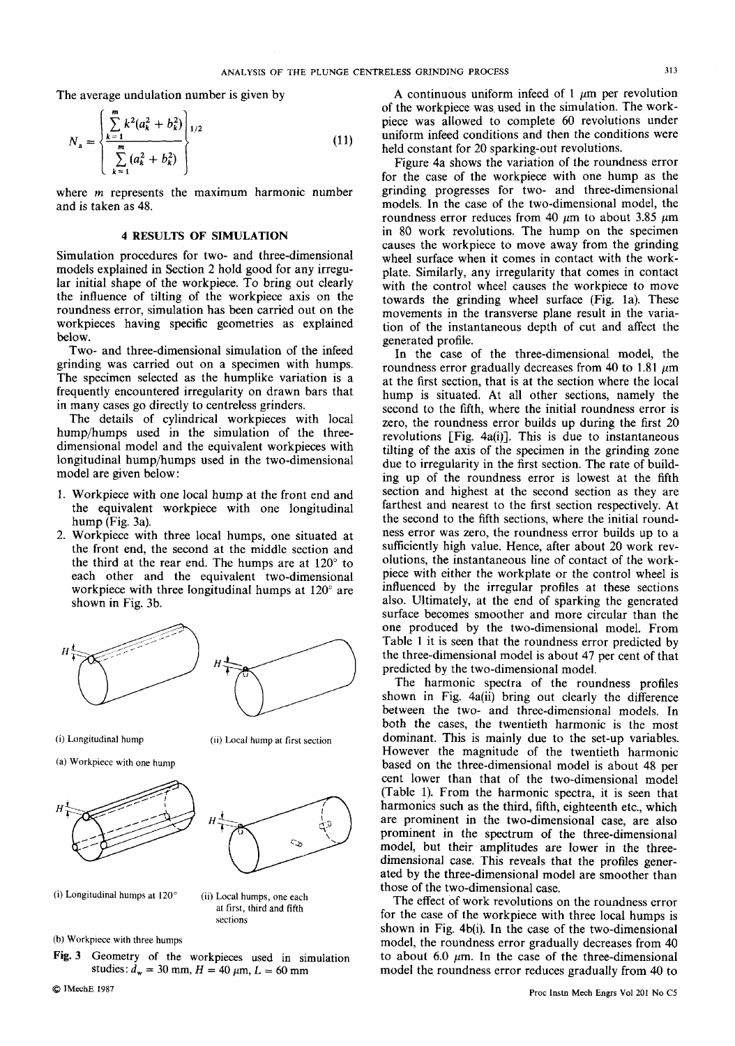The average undulation number is given by

$$N_a = \left\{ \frac{\sum_{k=1}^{m} k^2(a_k^2 + b_k^2)}{\sum_{k=1}^{m} (a_k^2 + b_k^2)} \right\}^{1/2} \tag{11}$$

where $m$ represents the maximum harmonic number and is taken as 48.

## 4 RESULTS OF SIMULATION

Simulation procedures for two- and three-dimensional models explained in Section 2 hold good for any irregular initial shape of the workpiece. To bring out clearly the influence of tilting of the workpiece axis on the roundness error, simulation has been carried out on the workpieces having specific geometries as explained below.

Two- and three-dimensional simulation of the infeed grinding was carried out on a specimen with humps. The specimen selected as the humplike variation is a frequently encountered irregularity on drawn bars that in many cases go directly to centreless grinders.

The details of cylindrical workpieces with local hump/humps used in the simulation of the three-dimensional model and the equivalent workpieces with longitudinal hump/humps used in the two-dimensional model are given below:

1. Workpiece with one local hump at the front end and the equivalent workpiece with one longitudinal hump (Fig. 3a).
2. Workpiece with three local humps, one situated at the front end, the second at the middle section and the third at the rear end. The humps are at 120° to each other and the equivalent two-dimensional workpiece with three longitudinal humps at 120° are shown in Fig. 3b.

(i) Longitudinal hump

(ii) Local hump at first section

(a) Workpiece with one hump

(i) Longitudinal humps at 120°

(ii) Local humps, one each at first, third and fifth sections

(b) Workpiece with three humps

**Fig. 3** Geometry of the workpieces used in simulation studies: $d_w = 30$ mm, $H = 40$ $\mu$m, $L = 60$ mm

A continuous uniform infeed of 1 $\mu$m per revolution of the workpiece was used in the simulation. The workpiece was allowed to complete 60 revolutions under uniform infeed conditions and then the conditions were held constant for 20 sparking-out revolutions.

Figure 4a shows the variation of the roundness error for the case of the workpiece with one hump as the grinding progresses for two- and three-dimensional models. In the case of the two-dimensional model, the roundness error reduces from 40 $\mu$m to about 3.85 $\mu$m in 80 work revolutions. The hump on the specimen causes the workpiece to move away from the grinding wheel surface when it comes in contact with the workplate. Similarly, any irregularity that comes in contact with the control wheel causes the workpiece to move towards the grinding wheel surface (Fig. 1a). These movements in the transverse plane result in the variation of the instantaneous depth of cut and affect the generated profile.

In the case of the three-dimensional model, the roundness error gradually decreases from 40 to 1.81 $\mu$m at the first section, that is at the section where the local hump is situated. At all other sections, namely the second to the fifth, where the initial roundness error is zero, the roundness error builds up during the first 20 revolutions [Fig. 4a(i)]. This is due to instantaneous tilting of the axis of the specimen in the grinding zone due to irregularity in the first section. The rate of building up of the roundness error is lowest at the fifth section and highest at the second section as they are farthest and nearest to the first section respectively. At the second to the fifth sections, where the initial roundness error was zero, the roundness error builds up to a sufficiently high value. Hence, after about 20 work revolutions, the instantaneous line of contact of the workpiece with either the workplate or the control wheel is influenced by the irregular profiles at these sections also. Ultimately, at the end of sparking the generated surface becomes smoother and more circular than the one produced by the two-dimensional model. From Table 1 it is seen that the roundness error predicted by the three-dimensional model is about 47 per cent of that predicted by the two-dimensional model.

The harmonic spectra of the roundness profiles shown in Fig. 4a(ii) bring out clearly the difference between the two- and three-dimensional models. In both the cases, the twentieth harmonic is the most dominant. This is mainly due to the set-up variables. However the magnitude of the twentieth harmonic based on the three-dimensional model is about 48 per cent lower than that of the two-dimensional model (Table 1). From the harmonic spectra, it is seen that harmonics such as the third, fifth, eighteenth etc., which are prominent in the two-dimensional case, are also prominent in the spectrum of the three-dimensional model, but their amplitudes are lower in the three-dimensional case. This reveals that the profiles generated by the three-dimensional model are smoother than those of the two-dimensional case.

The effect of work revolutions on the roundness error for the case of the workpiece with three local humps is shown in Fig. 4b(i). In the case of the two-dimensional model, the roundness error gradually decreases from 40 to about 6.0 $\mu$m. In the case of the three-dimensional model the roundness error reduces gradually from 40 to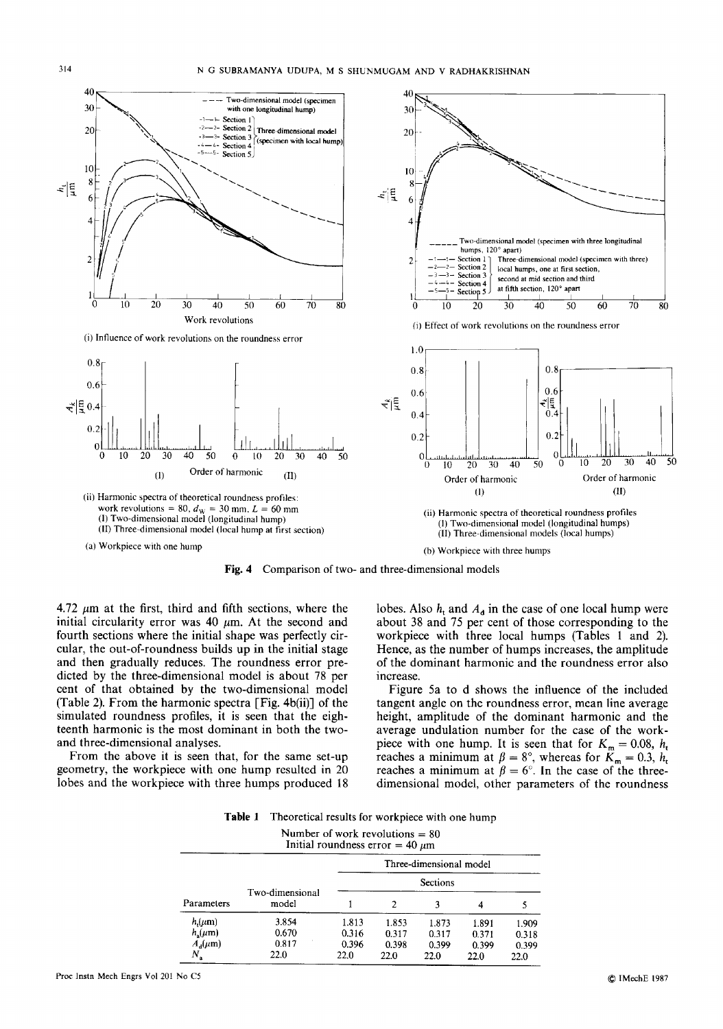(i) Influence of work revolutions on the roundness error

(ii) Harmonic spectra of theoretical roundness profiles: work revolutions = 80, $d_W$ = 30 mm, $L$ = 60 mm
(I) Two-dimensional model (longitudinal hump)
(II) Three-dimensional model (local hump at first section)

(a) Workpiece with one hump

(i) Effect of work revolutions on the roundness error

(ii) Harmonic spectra of theoretical roundness profiles
(I) Two-dimensional model (longitudinal humps)
(II) Three-dimensional models (local humps)

(b) Workpiece with three humps

**Fig. 4** Comparison of two- and three-dimensional models

4.72 μm at the first, third and fifth sections, where the initial circularity error was 40 μm. At the second and fourth sections where the initial shape was perfectly circular, the out-of-roundness builds up in the initial stage and then gradually reduces. The roundness error predicted by the three-dimensional model is about 78 per cent of that obtained by the two-dimensional model (Table 2). From the harmonic spectra [Fig. 4b(ii)] of the simulated roundness profiles, it is seen that the eighteenth harmonic is the most dominant in both the two- and three-dimensional analyses.

From the above it is seen that, for the same set-up geometry, the workpiece with one hump resulted in 20 lobes and the workpiece with three humps produced 18 lobes. Also $h_t$ and $A_d$ in the case of one local hump were about 38 and 75 per cent of those corresponding to the workpiece with three local humps (Tables 1 and 2). Hence, as the number of humps increases, the amplitude of the dominant harmonic and the roundness error also increase.

Figure 5a to d shows the influence of the included tangent angle on the roundness error, mean line average height, amplitude of the dominant harmonic and the average undulation number for the case of the workpiece with one hump. It is seen that for $K_m = 0.08$, $h_t$ reaches a minimum at $\beta = 8°$, whereas for $K_m = 0.3$, $h_t$ reaches a minimum at $\beta = 6°$. In the case of the three-dimensional model, other parameters of the roundness

**Table 1** Theoretical results for workpiece with one hump

Number of work revolutions = 80
Initial roundness error = 40 μm

| Parameters | Two-dimensional model | Three-dimensional model | | | | |
|---|---|---|---|---|---|---|
| | | Sections | | | | |
| | | 1 | 2 | 3 | 4 | 5 |
| $h_t$(μm) | 3.854 | 1.813 | 1.853 | 1.873 | 1.891 | 1.909 |
| $h_a$(μm) | 0.670 | 0.316 | 0.317 | 0.317 | 0.371 | 0.318 |
| $A_d$(μm) | 0.817 | 0.396 | 0.398 | 0.399 | 0.399 | 0.399 |
| $N_a$ | 22.0 | 22.0 | 22.0 | 22.0 | 22.0 | 22.0 |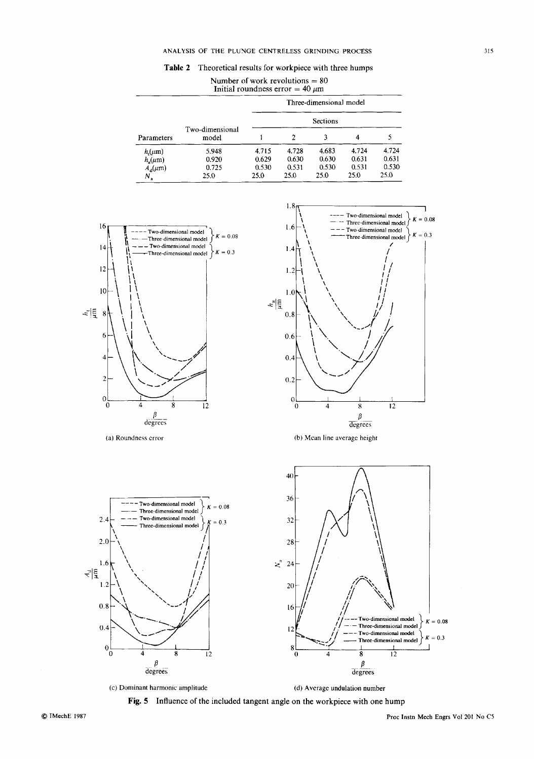**Table 2** Theoretical results for workpiece with three humps

Number of work revolutions = 80
Initial roundness error = 40 $\mu$m

| Parameters | Two-dimensional model | Three-dimensional model | | | | |
|---|---|---|---|---|---|---|
| | | Sections | | | | |
| | | 1 | 2 | 3 | 4 | 5 |
| $h_t(\mu m)$ | 5.948 | 4.715 | 4.728 | 4.683 | 4.724 | 4.724 |
| $h_a(\mu m)$ | 0.920 | 0.629 | 0.630 | 0.630 | 0.631 | 0.631 |
| $A_d(\mu m)$ | 0.725 | 0.530 | 0.531 | 0.530 | 0.531 | 0.530 |
| $N_a$ | 25.0 | 25.0 | 25.0 | 25.0 | 25.0 | 25.0 |

(a) Roundness error

(b) Mean line average height

(c) Dominant harmonic amplitude

(d) Average undulation number

**Fig. 5** Influence of the included tangent angle on the workpiece with one hump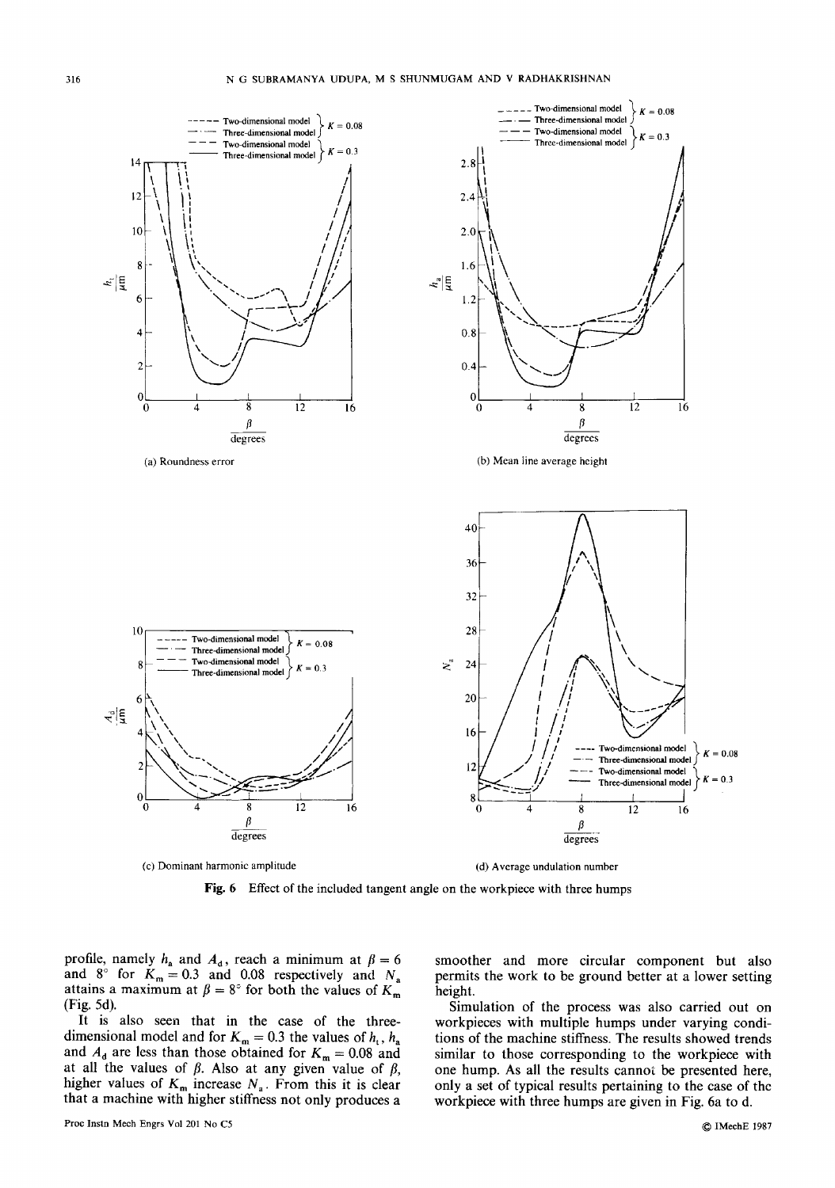(a) Roundness error

(b) Mean line average height

(c) Dominant harmonic amplitude

(d) Average undulation number

**Fig. 6** Effect of the included tangent angle on the workpiece with three humps

profile, namely $h_a$ and $A_d$, reach a minimum at $\beta = 6$ and $8°$ for $K_m = 0.3$ and $0.08$ respectively and $N_a$ attains a maximum at $\beta = 8°$ for both the values of $K_m$ (Fig. 5d).

It is also seen that in the case of the three-dimensional model and for $K_m = 0.3$ the values of $h_t$, $h_a$ and $A_d$ are less than those obtained for $K_m = 0.08$ and at all the values of $\beta$. Also at any given value of $\beta$, higher values of $K_m$ increase $N_a$. From this it is clear that a machine with higher stiffness not only produces a smoother and more circular component but also permits the work to be ground better at a lower setting height.

Simulation of the process was also carried out on workpieces with multiple humps under varying conditions of the machine stiffness. The results showed trends similar to those corresponding to the workpiece with one hump. As all the results cannot be presented here, only a set of typical results pertaining to the case of the workpiece with three humps are given in Fig. 6a to d.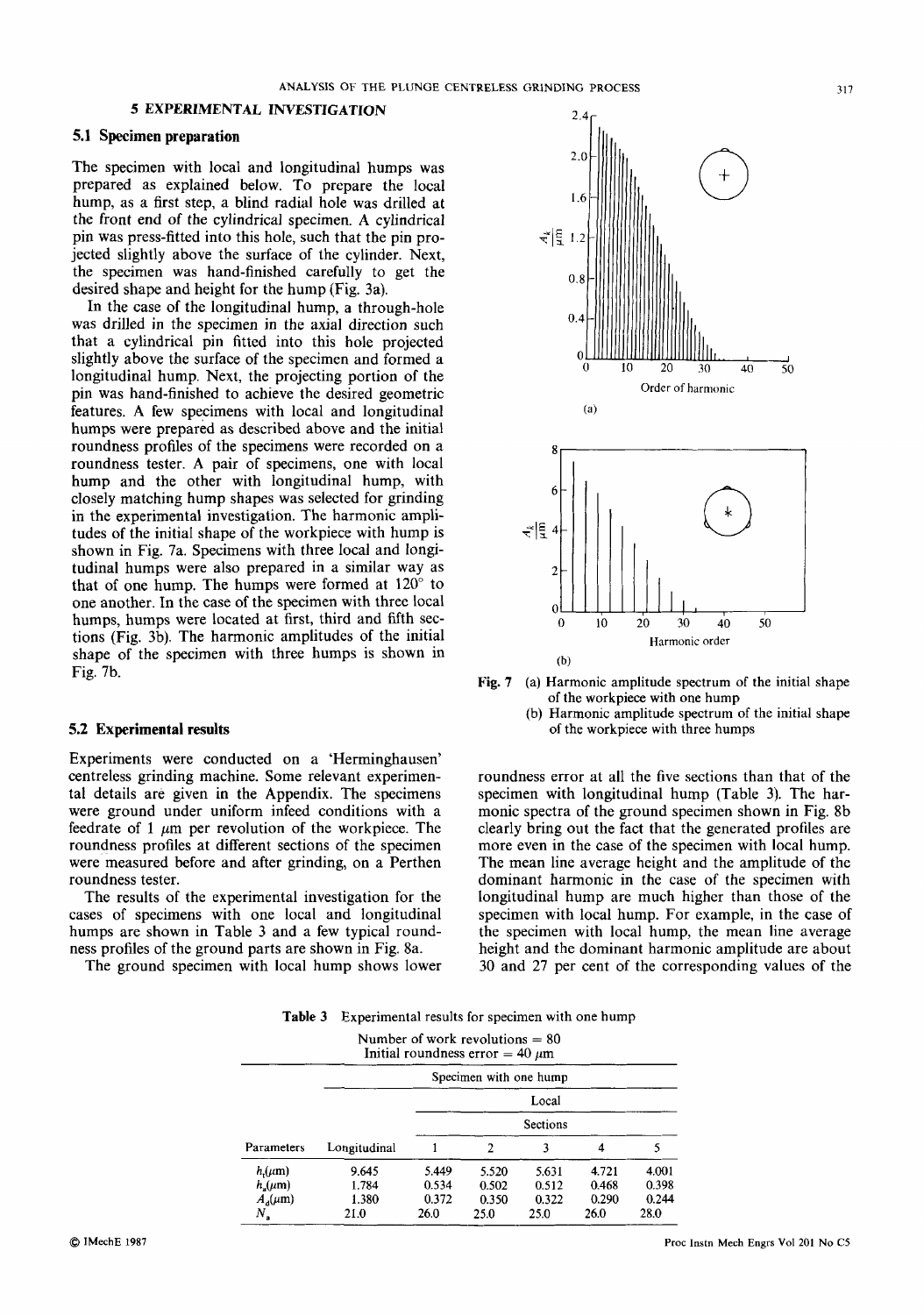## 5 EXPERIMENTAL INVESTIGATION

### 5.1 Specimen preparation

The specimen with local and longitudinal humps was prepared as explained below. To prepare the local hump, as a first step, a blind radial hole was drilled at the front end of the cylindrical specimen. A cylindrical pin was press-fitted into this hole, such that the pin projected slightly above the surface of the cylinder. Next, the specimen was hand-finished carefully to get the desired shape and height for the hump (Fig. 3a).

In the case of the longitudinal hump, a through-hole was drilled in the specimen in the axial direction such that a cylindrical pin fitted into this hole projected slightly above the surface of the specimen and formed a longitudinal hump. Next, the projecting portion of the pin was hand-finished to achieve the desired geometric features. A few specimens with local and longitudinal humps were prepared as described above and the initial roundness profiles of the specimens were recorded on a roundness tester. A pair of specimens, one with local hump and the other with longitudinal hump, with closely matching hump shapes was selected for grinding in the experimental investigation. The harmonic amplitudes of the initial shape of the workpiece with hump is shown in Fig. 7a. Specimens with three local and longitudinal humps were also prepared in a similar way as that of one hump. The humps were formed at 120° to one another. In the case of the specimen with three local humps, humps were located at first, third and fifth sections (Fig. 3b). The harmonic amplitudes of the initial shape of the specimen with three humps is shown in Fig. 7b.

Fig. 7 (a) Harmonic amplitude spectrum of the initial shape of the workpiece with one hump
(b) Harmonic amplitude spectrum of the initial shape of the workpiece with three humps

### 5.2 Experimental results

Experiments were conducted on a 'Herminghausen' centreless grinding machine. Some relevant experimental details are given in the Appendix. The specimens were ground under uniform infeed conditions with a feedrate of 1 $\mu$m per revolution of the workpiece. The roundness profiles at different sections of the specimen were measured before and after grinding, on a Perthen roundness tester.

The results of the experimental investigation for the cases of specimens with one local and longitudinal humps are shown in Table 3 and a few typical roundness profiles of the ground parts are shown in Fig. 8a.

The ground specimen with local hump shows lower roundness error at all the five sections than that of the specimen with longitudinal hump (Table 3). The harmonic spectra of the ground specimen shown in Fig. 8b clearly bring out the fact that the generated profiles are more even in the case of the specimen with local hump. The mean line average height and the amplitude of the dominant harmonic in the case of the specimen with longitudinal hump are much higher than those of the specimen with local hump. For example, in the case of the specimen with local hump, the mean line average height and the dominant harmonic amplitude are about 30 and 27 per cent of the corresponding values of the

Table 3 Experimental results for specimen with one hump

Number of work revolutions = 80
Initial roundness error = 40 $\mu$m

| | Specimen with one hump | | | | | |
|---|---|---|---|---|---|---|
| | | Local | | | | |
| | | Sections | | | | |
| Parameters | Longitudinal | 1 | 2 | 3 | 4 | 5 |
| $h_t(\mu m)$ | 9.645 | 5.449 | 5.520 | 5.631 | 4.721 | 4.001 |
| $h_a(\mu m)$ | 1.784 | 0.534 | 0.502 | 0.512 | 0.468 | 0.398 |
| $A_d(\mu m)$ | 1.380 | 0.372 | 0.350 | 0.322 | 0.290 | 0.244 |
| $N_a$ | 21.0 | 26.0 | 25.0 | 25.0 | 26.0 | 28.0 |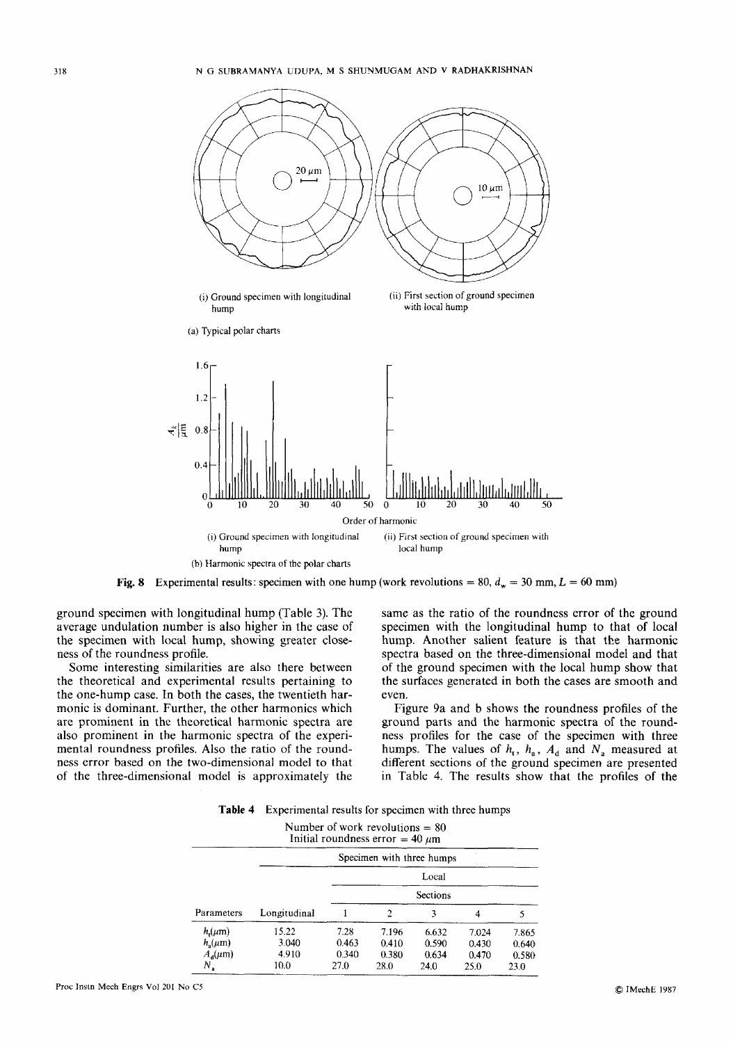(i) Ground specimen with longitudinal hump

(ii) First section of ground specimen with local hump

(a) Typical polar charts

(i) Ground specimen with longitudinal hump

(ii) First section of ground specimen with local hump

(b) Harmonic spectra of the polar charts

**Fig. 8** Experimental results: specimen with one hump (work revolutions = 80, $d_w$ = 30 mm, $L$ = 60 mm)

ground specimen with longitudinal hump (Table 3). The average undulation number is also higher in the case of the specimen with local hump, showing greater closeness of the roundness profile.

Some interesting similarities are also there between the theoretical and experimental results pertaining to the one-hump case. In both the cases, the twentieth harmonic is dominant. Further, the other harmonics which are prominent in the theoretical harmonic spectra are also prominent in the harmonic spectra of the experimental roundness profiles. Also the ratio of the roundness error based on the two-dimensional model to that of the three-dimensional model is approximately the same as the ratio of the roundness error of the ground specimen with the longitudinal hump to that of local hump. Another salient feature is that the harmonic spectra based on the three-dimensional model and that of the ground specimen with the local hump show that the surfaces generated in both the cases are smooth and even.

Figure 9a and b shows the roundness profiles of the ground parts and the harmonic spectra of the roundness profiles for the case of the specimen with three humps. The values of $h_t$, $h_a$, $A_d$ and $N_a$ measured at different sections of the ground specimen are presented in Table 4. The results show that the profiles of the

**Table 4** Experimental results for specimen with three humps

Number of work revolutions = 80
Initial roundness error = 40 $\mu$m

| | Specimen with three humps | | | | | |
|---|---|---|---|---|---|---|
| | | Local | | | | |
| | | Sections | | | | |
| Parameters | Longitudinal | 1 | 2 | 3 | 4 | 5 |
| $h_t(\mu m)$ | 15.22 | 7.28 | 7.196 | 6.632 | 7.024 | 7.865 |
| $h_a(\mu m)$ | 3.040 | 0.463 | 0.410 | 0.590 | 0.430 | 0.640 |
| $A_d(\mu m)$ | 4.910 | 0.340 | 0.380 | 0.634 | 0.470 | 0.580 |
| $N_a$ | 10.0 | 27.0 | 28.0 | 24.0 | 25.0 | 23.0 |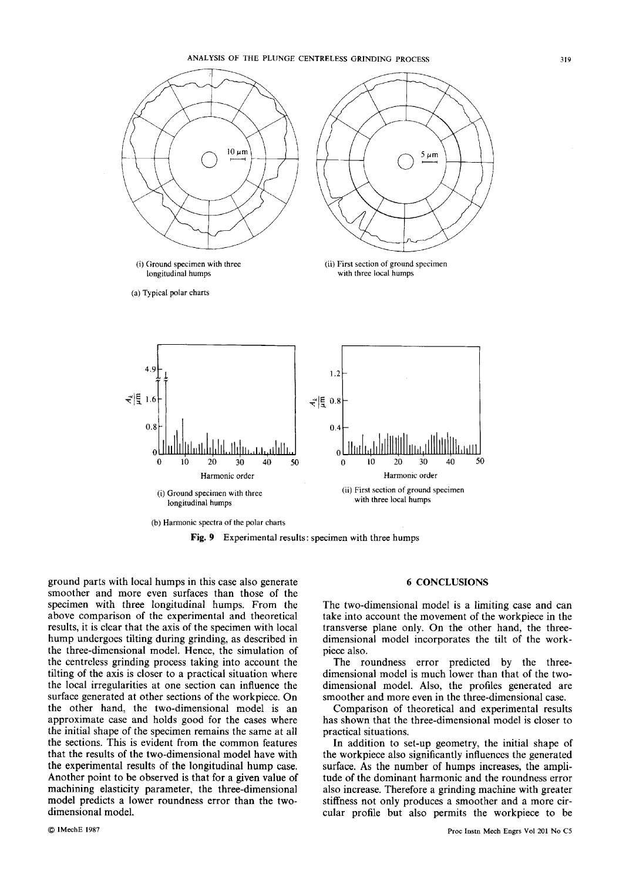(i) Ground specimen with three longitudinal humps

(ii) First section of ground specimen with three local humps

(a) Typical polar charts

(i) Ground specimen with three longitudinal humps

(ii) First section of ground specimen with three local humps

(b) Harmonic spectra of the polar charts

**Fig. 9** Experimental results: specimen with three humps

ground parts with local humps in this case also generate smoother and more even surfaces than those of the specimen with three longitudinal humps. From the above comparison of the experimental and theoretical results, it is clear that the axis of the specimen with local hump undergoes tilting during grinding, as described in the three-dimensional model. Hence, the simulation of the centreless grinding process taking into account the tilting of the axis is closer to a practical situation where the local irregularities at one section can influence the surface generated at other sections of the workpiece. On the other hand, the two-dimensional model is an approximate case and holds good for the cases where the initial shape of the specimen remains the same at all the sections. This is evident from the common features that the results of the two-dimensional model have with the experimental results of the longitudinal hump case. Another point to be observed is that for a given value of machining elasticity parameter, the three-dimensional model predicts a lower roundness error than the two-dimensional model.

## 6 CONCLUSIONS

The two-dimensional model is a limiting case and can take into account the movement of the workpiece in the transverse plane only. On the other hand, the three-dimensional model incorporates the tilt of the workpiece also.

The roundness error predicted by the three-dimensional model is much lower than that of the two-dimensional model. Also, the profiles generated are smoother and more even in the three-dimensional case.

Comparison of theoretical and experimental results has shown that the three-dimensional model is closer to practical situations.

In addition to set-up geometry, the initial shape of the workpiece also significantly influences the generated surface. As the number of humps increases, the amplitude of the dominant harmonic and the roundness error also increase. Therefore a grinding machine with greater stiffness not only produces a smoother and a more circular profile but also permits the workpiece to be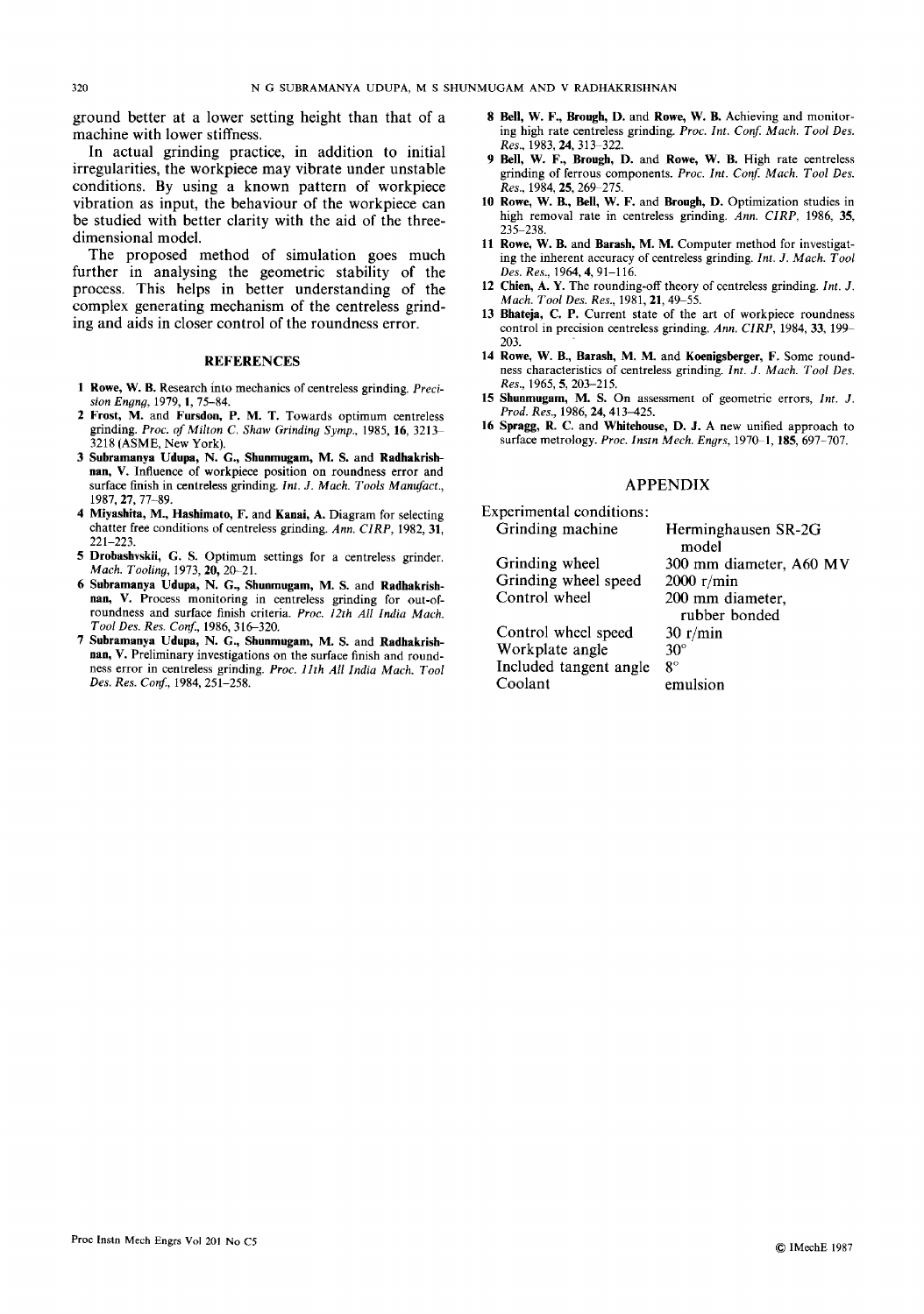ground better at a lower setting height than that of a machine with lower stiffness.

In actual grinding practice, in addition to initial irregularities, the workpiece may vibrate under unstable conditions. By using a known pattern of workpiece vibration as input, the behaviour of the workpiece can be studied with better clarity with the aid of the three-dimensional model.

The proposed method of simulation goes much further in analysing the geometric stability of the process. This helps in better understanding of the complex generating mechanism of the centreless grinding and aids in closer control of the roundness error.

## REFERENCES

1 **Rowe, W. B.** Research into mechanics of centreless grinding. *Precision Engng*, 1979, **1**, 75–84.

2 **Frost, M.** and **Fursdon, P. M. T.** Towards optimum centreless grinding. *Proc. of Milton C. Shaw Grinding Symp.*, 1985, **16**, 3213–3218 (ASME, New York).

3 **Subramanya Udupa, N. G., Shunmugam, M. S.** and **Radhakrishnan, V.** Influence of workpiece position on roundness error and surface finish in centreless grinding. *Int. J. Mach. Tools Manufact.*, 1987, **27**, 77–89.

4 **Miyashita, M., Hashimato, F.** and **Kanai, A.** Diagram for selecting chatter free conditions of centreless grinding. *Ann. CIRP*, 1982, **31**, 221–223.

5 **Drobashvskii, G. S.** Optimum settings for a centreless grinder. *Mach. Tooling*, 1973, **20**, 20–21.

6 **Subramanya Udupa, N. G., Shunmugam, M. S.** and **Radhakrishnan, V.** Process monitoring in centreless grinding for out-of-roundness and surface finish criteria. *Proc. 12th All India Mach. Tool Des. Res. Conf.*, 1986, 316–320.

7 **Subramanya Udupa, N. G., Shunmugam, M. S.** and **Radhakrishnan, V.** Preliminary investigations on the surface finish and roundness error in centreless grinding. *Proc. 11th All India Mach. Tool Des. Res. Conf.*, 1984, 251–258.

8 **Bell, W. F., Brough, D.** and **Rowe, W. B.** Achieving and monitoring high rate centreless grinding. *Proc. Int. Conf. Mach. Tool Des. Res.*, 1983, **24**, 313–322.

9 **Bell, W. F., Brough, D.** and **Rowe, W. B.** High rate centreless grinding of ferrous components. *Proc. Int. Conf. Mach. Tool Des. Res.*, 1984, **25**, 269–275.

10 **Rowe, W. B., Bell, W. F.** and **Brough, D.** Optimization studies in high removal rate in centreless grinding. *Ann. CIRP*, 1986, **35**, 235–238.

11 **Rowe, W. B.** and **Barash, M. M.** Computer method for investigating the inherent accuracy of centreless grinding. *Int. J. Mach. Tool Des. Res.*, 1964, **4**, 91–116.

12 **Chien, A. Y.** The rounding-off theory of centreless grinding. *Int. J. Mach. Tool Des. Res.*, 1981, **21**, 49–55.

13 **Bhateja, C. P.** Current state of the art of workpiece roundness control in precision centreless grinding. *Ann. CIRP*, 1984, **33**, 199–203.

14 **Rowe, W. B., Barash, M. M.** and **Koenigsberger, F.** Some roundness characteristics of centreless grinding. *Int. J. Mach. Tool Des. Res.*, 1965, **5**, 203–215.

15 **Shunmugam, M. S.** On assessment of geometric errors, *Int. J. Prod. Res.*, 1986, **24**, 413–425.

16 **Spragg, R. C.** and **Whitehouse, D. J.** A new unified approach to surface metrology. *Proc. Instn Mech. Engrs*, 1970–1, **185**, 697–707.

## APPENDIX

Experimental conditions:

| | |
|---|---|
| Grinding machine | Herminghausen SR-2G model |
| Grinding wheel | 300 mm diameter, A60 MV |
| Grinding wheel speed | 2000 r/min |
| Control wheel | 200 mm diameter, rubber bonded |
| Control wheel speed | 30 r/min |
| Workplate angle | 30° |
| Included tangent angle | 8° |
| Coolant | emulsion |